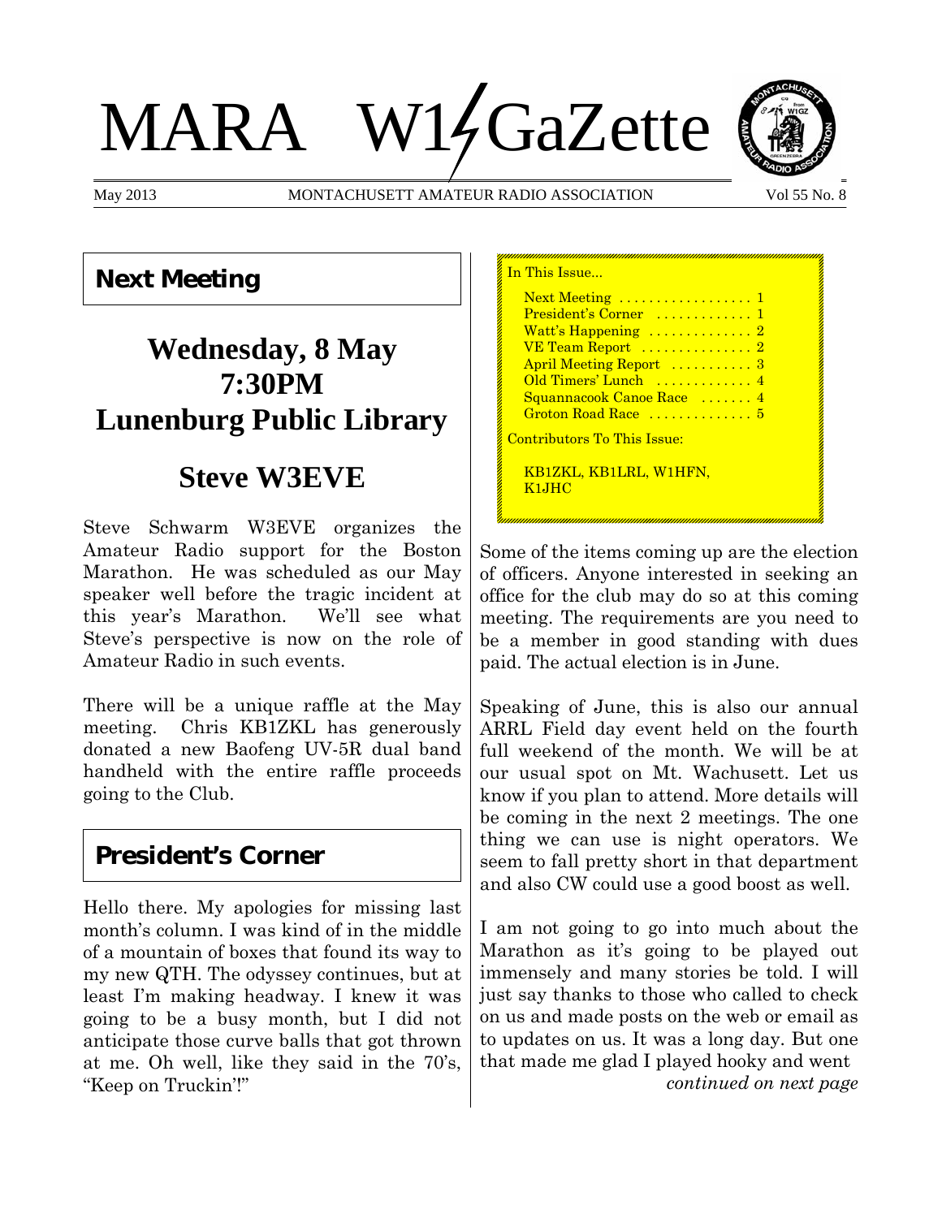# MARA W1GaZette

May 2013 MONTACHUSETT AMATEUR RADIO ASSOCIATION Vol 55 No. 8

## Next Meeting

### Wednesday, 8 May 7:30PM Lunenburg Public Library

### Steve W3EVE

Steve Schwarm W3EVE organizes the Amateur Radio support for the Boston Marathon. He was scheduled as our May speaker well before the tragic incident at this year's Marathon. We'll see what Steve's perspective is now on the role of Amateur Radio in such events.

There will be a unique raffle at the May meeting. Chris KB1ZKL has generously donated a new Baofeng UV-5R dual band handheld with the entire raffle proceeds going to the Club.

## President's Corner

Hello there. My apologies for missing last month's column. I was kind of in the middle of a mountain of boxes that found its way to my new QTH. The odyssey continues, but at least I'm making headway. I knew it was going to be a busy month, but I did not anticipate those curve balls that got thrown at me. Oh well, like they said in the 70's, "Keep on Truckin'!"

In This Issue...

- Next Meeting ................. 1
- President's Corner ............. 1
- Watt's Happening .............. 2
- VE Team Report ............... 2
- April Meeting Report ........... 3
- Old Timers' Lunch ............. 4
- Squannacook Canoe Race ....... 4
- Groton Road Race .............. 5

Contributors To This Issue:

KB1ZKL, KB1LRL, W1HFN, K1JHC

Some of the items coming up are the election of officers. Anyone interested in seeking an office for the club may do so at this coming meeting. The requirements are you need to be a member in good standing with dues paid. The actual election is in June.

Speaking of June, this is also our annual ARRL Field day event held on the fourth full weekend of the month. We will be at our usual spot on Mt. Wachusett. Let us know if you plan to attend. More details will be coming in the next 2 meetings. The one thing we can use is night operators. We seem to fall pretty short in that department and also CW could use a good boost as well.

I am not going to go into much about the Marathon as it's going to be played out immensely and many stories be told. I will just say thanks to those who called to check on us and made posts on the web or email as to updates on us. It was a long day. But one that made me glad I played hooky and went

*continued on next page*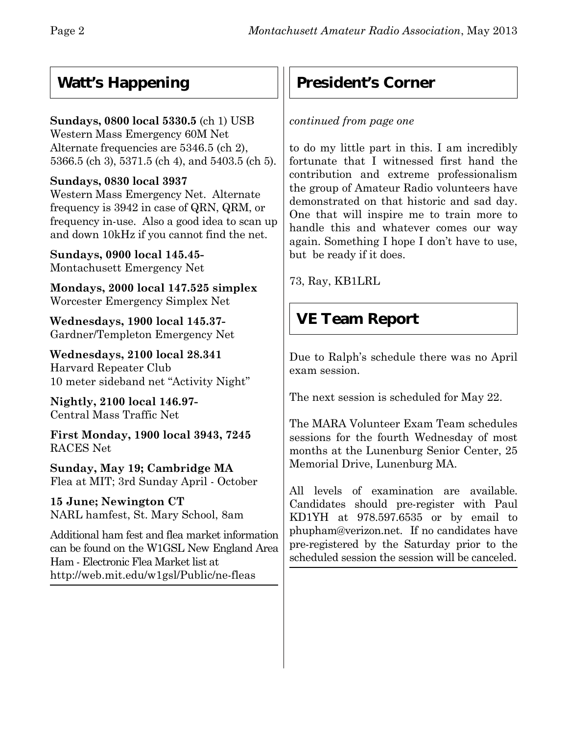## Watt's Happening

**Sundays, 0800 local 5330.5** (ch 1) USB
Western Mass Emergency 60M Net
Alternate frequencies are 5346.5 (ch 2), 5366.5 (ch 3), 5371.5 (ch 4), and 5403.5 (ch 5).

**Sundays, 0830 local 3937**
Western Mass Emergency Net. Alternate frequency is 3942 in case of QRN, QRM, or frequency in-use. Also a good idea to scan up and down 10kHz if you cannot find the net.

**Sundays, 0900 local 145.45-**
Montachusett Emergency Net

**Mondays, 2000 local 147.525 simplex**
Worcester Emergency Simplex Net

**Wednesdays, 1900 local 145.37-**
Gardner/Templeton Emergency Net

**Wednesdays, 2100 local 28.341**
Harvard Repeater Club
10 meter sideband net "Activity Night"

**Nightly, 2100 local 146.97-**
Central Mass Traffic Net

**First Monday, 1900 local 3943, 7245**
RACES Net

**Sunday, May 19; Cambridge MA**
Flea at MIT; 3rd Sunday April - October

**15 June; Newington CT**
NARL hamfest, St. Mary School, 8am

Additional ham fest and flea market information can be found on the W1GSL New England Area Ham - Electronic Flea Market list at http://web.mit.edu/w1gsl/Public/ne-fleas

## President's Corner

*continued from page one*

to do my little part in this. I am incredibly fortunate that I witnessed first hand the contribution and extreme professionalism the group of Amateur Radio volunteers have demonstrated on that historic and sad day. One that will inspire me to train more to handle this and whatever comes our way again. Something I hope I don't have to use, but be ready if it does.

73, Ray, KB1LRL

## VE Team Report

Due to Ralph's schedule there was no April exam session.

The next session is scheduled for May 22.

The MARA Volunteer Exam Team schedules sessions for the fourth Wednesday of most months at the Lunenburg Senior Center, 25 Memorial Drive, Lunenburg MA.

All levels of examination are available. Candidates should pre-register with Paul KD1YH at 978.597.6535 or by email to phupham@verizon.net. If no candidates have pre-registered by the Saturday prior to the scheduled session the session will be canceled.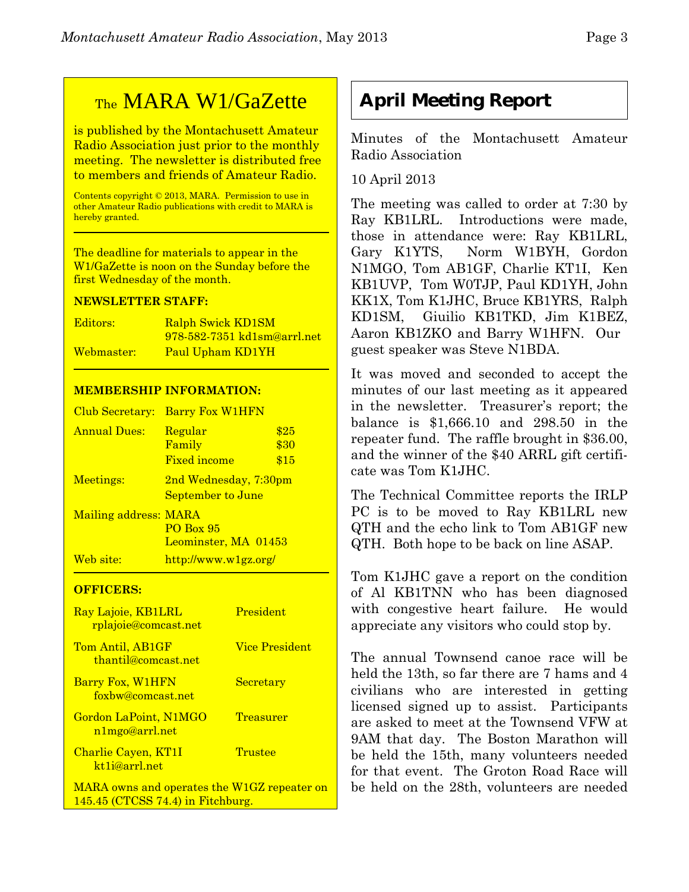## The MARA W1/GaZette

is published by the Montachusett Amateur Radio Association just prior to the monthly meeting. The newsletter is distributed free to members and friends of Amateur Radio.

Contents copyright © 2013, MARA. Permission to use in other Amateur Radio publications with credit to MARA is hereby granted.

The deadline for materials to appear in the W1/GaZette is noon on the Sunday before the first Wednesday of the month.

**NEWSLETTER STAFF:**

| | |
|---|---|
| Editors: | Ralph Swick KD1SM<br>978-582-7351 kd1sm@arrl.net |
| Webmaster: | Paul Upham KD1YH |

**MEMBERSHIP INFORMATION:**

| | | |
|---|---|---|
| Club Secretary: | Barry Fox W1HFN | |
| Annual Dues: | Regular | $25 |
| | Family | $30 |
| | Fixed income | $15 |
| Meetings: | 2nd Wednesday, 7:30pm<br>September to June | |
| Mailing address: | MARA<br>PO Box 95<br>Leominster, MA 01453 | |
| Web site: | http://www.w1gz.org/ | |

**OFFICERS:**

| | |
|---|---|
| Ray Lajoie, KB1LRL<br>rplajoie@comcast.net | President |
| Tom Antil, AB1GF<br>thantil@comcast.net | Vice President |
| Barry Fox, W1HFN<br>foxbw@comcast.net | Secretary |
| Gordon LaPoint, N1MGO<br>n1mgo@arrl.net | Treasurer |
| Charlie Cayen, KT1I<br>kt1i@arrl.net | Trustee |

MARA owns and operates the W1GZ repeater on 145.45 (CTCSS 74.4) in Fitchburg.

## April Meeting Report

Minutes of the Montachusett Amateur Radio Association

10 April 2013

The meeting was called to order at 7:30 by Ray KB1LRL. Introductions were made, those in attendance were: Ray KB1LRL, Gary K1YTS, Norm W1BYH, Gordon N1MGO, Tom AB1GF, Charlie KT1I, Ken KB1UVP, Tom W0TJP, Paul KD1YH, John KK1X, Tom K1JHC, Bruce KB1YRS, Ralph KD1SM, Giuilio KB1TKD, Jim K1BEZ, Aaron KB1ZKO and Barry W1HFN. Our guest speaker was Steve N1BDA.

It was moved and seconded to accept the minutes of our last meeting as it appeared in the newsletter. Treasurer's report; the balance is $1,666.10 and 298.50 in the repeater fund. The raffle brought in $36.00, and the winner of the $40 ARRL gift certificate was Tom K1JHC.

The Technical Committee reports the IRLP PC is to be moved to Ray KB1LRL new QTH and the echo link to Tom AB1GF new QTH. Both hope to be back on line ASAP.

Tom K1JHC gave a report on the condition of Al KB1TNN who has been diagnosed with congestive heart failure. He would appreciate any visitors who could stop by.

The annual Townsend canoe race will be held the 13th, so far there are 7 hams and 4 civilians who are interested in getting licensed signed up to assist. Participants are asked to meet at the Townsend VFW at 9AM that day. The Boston Marathon will be held the 15th, many volunteers needed for that event. The Groton Road Race will be held on the 28th, volunteers are needed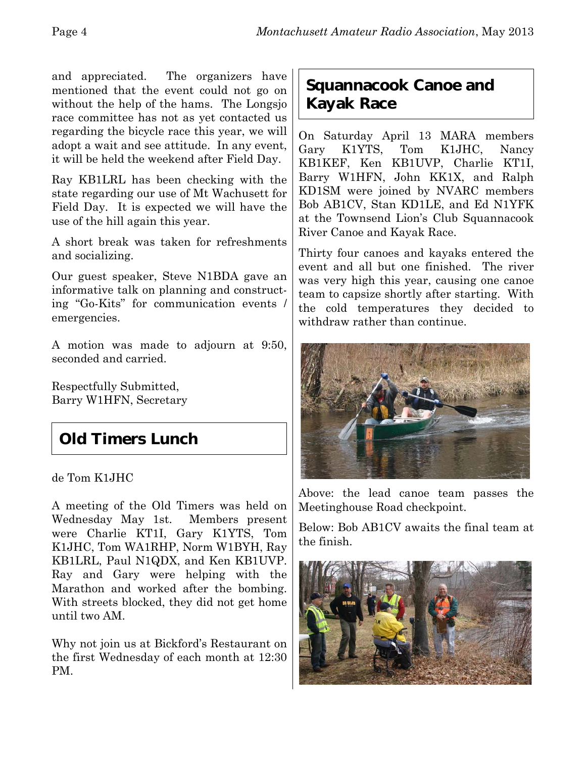and appreciated. The organizers have mentioned that the event could not go on without the help of the hams. The Longsjo race committee has not as yet contacted us regarding the bicycle race this year, we will adopt a wait and see attitude. In any event, it will be held the weekend after Field Day.

Ray KB1LRL has been checking with the state regarding our use of Mt Wachusett for Field Day. It is expected we will have the use of the hill again this year.

A short break was taken for refreshments and socializing.

Our guest speaker, Steve N1BDA gave an informative talk on planning and constructing "Go-Kits" for communication events / emergencies.

A motion was made to adjourn at 9:50, seconded and carried.

Respectfully Submitted,
Barry W1HFN, Secretary

## Old Timers Lunch

de Tom K1JHC

A meeting of the Old Timers was held on Wednesday May 1st. Members present were Charlie KT1I, Gary K1YTS, Tom K1JHC, Tom WA1RHP, Norm W1BYH, Ray KB1LRL, Paul N1QDX, and Ken KB1UVP. Ray and Gary were helping with the Marathon and worked after the bombing. With streets blocked, they did not get home until two AM.

Why not join us at Bickford's Restaurant on the first Wednesday of each month at 12:30 PM.

## Squannacook Canoe and Kayak Race

On Saturday April 13 MARA members Gary K1YTS, Tom K1JHC, Nancy KB1KEF, Ken KB1UVP, Charlie KT1I, Barry W1HFN, John KK1X, and Ralph KD1SM were joined by NVARC members Bob AB1CV, Stan KD1LE, and Ed N1YFK at the Townsend Lion's Club Squannacook River Canoe and Kayak Race.

Thirty four canoes and kayaks entered the event and all but one finished. The river was very high this year, causing one canoe team to capsize shortly after starting. With the cold temperatures they decided to withdraw rather than continue.

Above: the lead canoe team passes the Meetinghouse Road checkpoint.

Below: Bob AB1CV awaits the final team at the finish.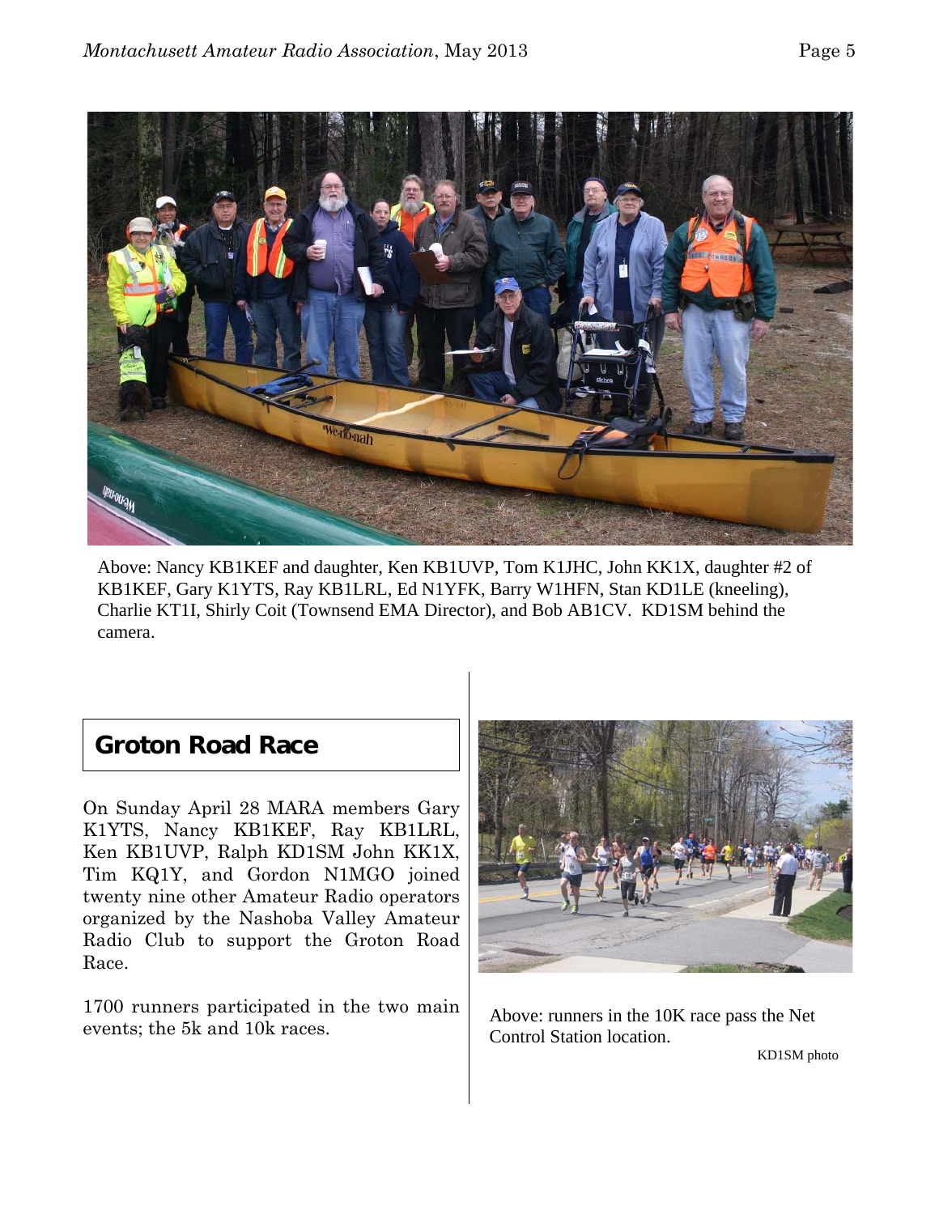Above: Nancy KB1KEF and daughter, Ken KB1UVP, Tom K1JHC, John KK1X, daughter #2 of KB1KEF, Gary K1YTS, Ray KB1LRL, Ed N1YFK, Barry W1HFN, Stan KD1LE (kneeling), Charlie KT1I, Shirly Coit (Townsend EMA Director), and Bob AB1CV. KD1SM behind the camera.

## Groton Road Race

On Sunday April 28 MARA members Gary K1YTS, Nancy KB1KEF, Ray KB1LRL, Ken KB1UVP, Ralph KD1SM John KK1X, Tim KQ1Y, and Gordon N1MGO joined twenty nine other Amateur Radio operators organized by the Nashoba Valley Amateur Radio Club to support the Groton Road Race.

1700 runners participated in the two main events; the 5k and 10k races.

Above: runners in the 10K race pass the Net Control Station location.

KD1SM photo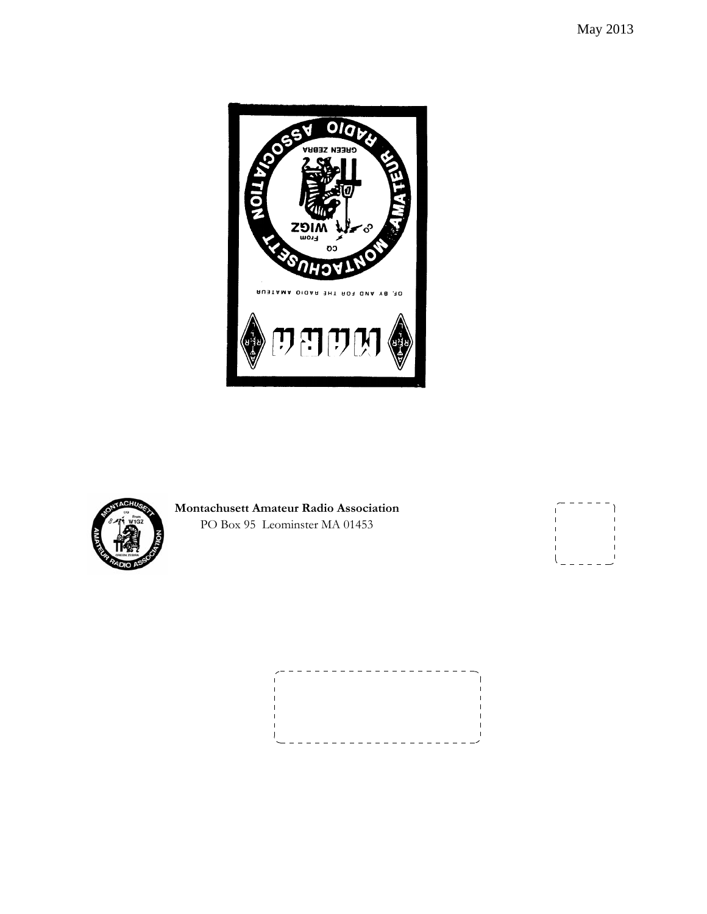May 2013

**Montachusett Amateur Radio Association**

PO Box 95 Leominster MA 01453